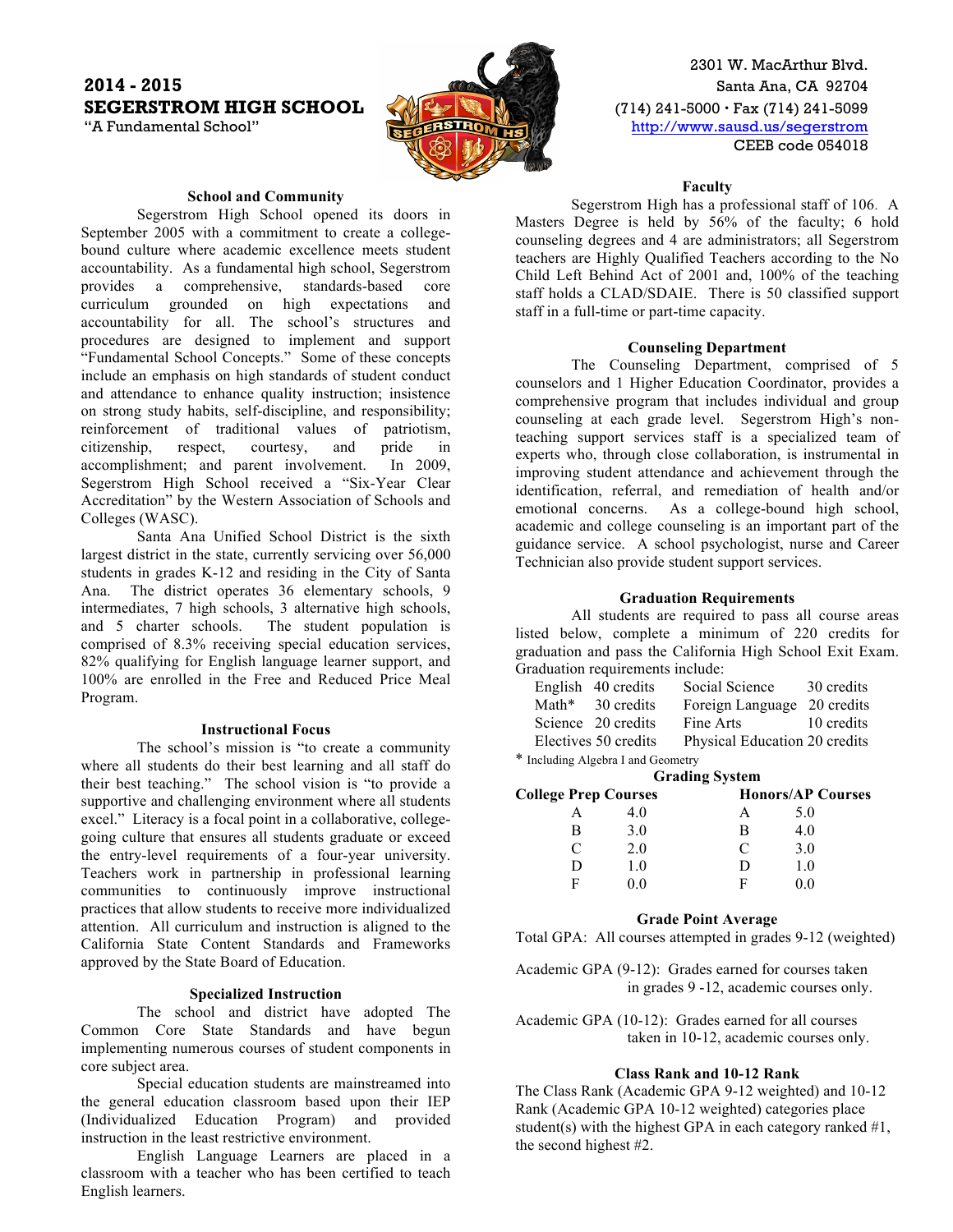# 2014 - 2015
# SEGERSTROM HIGH SCHOOL
"A Fundamental School"

2301 W. MacArthur Blvd.
Santa Ana, CA 92704
(714) 241-5000 • Fax (714) 241-5099
http://www.sausd.us/segerstrom
CEEB code 054018

### School and Community

Segerstrom High School opened its doors in September 2005 with a commitment to create a college-bound culture where academic excellence meets student accountability. As a fundamental high school, Segerstrom provides a comprehensive, standards-based core curriculum grounded on high expectations and accountability for all. The school's structures and procedures are designed to implement and support "Fundamental School Concepts." Some of these concepts include an emphasis on high standards of student conduct and attendance to enhance quality instruction; insistence on strong study habits, self-discipline, and responsibility; reinforcement of traditional values of patriotism, citizenship, respect, courtesy, and pride in accomplishment; and parent involvement. In 2009, Segerstrom High School received a "Six-Year Clear Accreditation" by the Western Association of Schools and Colleges (WASC).

Santa Ana Unified School District is the sixth largest district in the state, currently servicing over 56,000 students in grades K-12 and residing in the City of Santa Ana. The district operates 36 elementary schools, 9 intermediates, 7 high schools, 3 alternative high schools, and 5 charter schools. The student population is comprised of 8.3% receiving special education services, 82% qualifying for English language learner support, and 100% are enrolled in the Free and Reduced Price Meal Program.

### Instructional Focus

The school's mission is "to create a community where all students do their best learning and all staff do their best teaching." The school vision is "to provide a supportive and challenging environment where all students excel." Literacy is a focal point in a collaborative, college-going culture that ensures all students graduate or exceed the entry-level requirements of a four-year university. Teachers work in partnership in professional learning communities to continuously improve instructional practices that allow students to receive more individualized attention. All curriculum and instruction is aligned to the California State Content Standards and Frameworks approved by the State Board of Education.

### Specialized Instruction

The school and district have adopted The Common Core State Standards and have begun implementing numerous courses of student components in core subject area.

Special education students are mainstreamed into the general education classroom based upon their IEP (Individualized Education Program) and provided instruction in the least restrictive environment.

English Language Learners are placed in a classroom with a teacher who has been certified to teach English learners.

### Faculty

Segerstrom High has a professional staff of 106. A Masters Degree is held by 56% of the faculty; 6 hold counseling degrees and 4 are administrators; all Segerstrom teachers are Highly Qualified Teachers according to the No Child Left Behind Act of 2001 and, 100% of the teaching staff holds a CLAD/SDAIE. There is 50 classified support staff in a full-time or part-time capacity.

### Counseling Department

The Counseling Department, comprised of 5 counselors and 1 Higher Education Coordinator, provides a comprehensive program that includes individual and group counseling at each grade level. Segerstrom High's non-teaching support services staff is a specialized team of experts who, through close collaboration, is instrumental in improving student attendance and achievement through the identification, referral, and remediation of health and/or emotional concerns. As a college-bound high school, academic and college counseling is an important part of the guidance service. A school psychologist, nurse and Career Technician also provide student support services.

### Graduation Requirements

All students are required to pass all course areas listed below, complete a minimum of 220 credits for graduation and pass the California High School Exit Exam. Graduation requirements include:

| | | | |
|---|---|---|---|
| English | 40 credits | Social Science | 30 credits |
| Math* | 30 credits | Foreign Language | 20 credits |
| Science | 20 credits | Fine Arts | 10 credits |
| Electives | 50 credits | Physical Education | 20 credits |

* Including Algebra I and Geometry

### Grading System

| College Prep Courses | | Honors/AP Courses | |
|---|---|---|---|
| A | 4.0 | A | 5.0 |
| B | 3.0 | B | 4.0 |
| C | 2.0 | C | 3.0 |
| D | 1.0 | D | 1.0 |
| F | 0.0 | F | 0.0 |

### Grade Point Average

Total GPA: All courses attempted in grades 9-12 (weighted)

Academic GPA (9-12): Grades earned for courses taken in grades 9 -12, academic courses only.

Academic GPA (10-12): Grades earned for all courses taken in 10-12, academic courses only.

### Class Rank and 10-12 Rank

The Class Rank (Academic GPA 9-12 weighted) and 10-12 Rank (Academic GPA 10-12 weighted) categories place student(s) with the highest GPA in each category ranked #1, the second highest #2.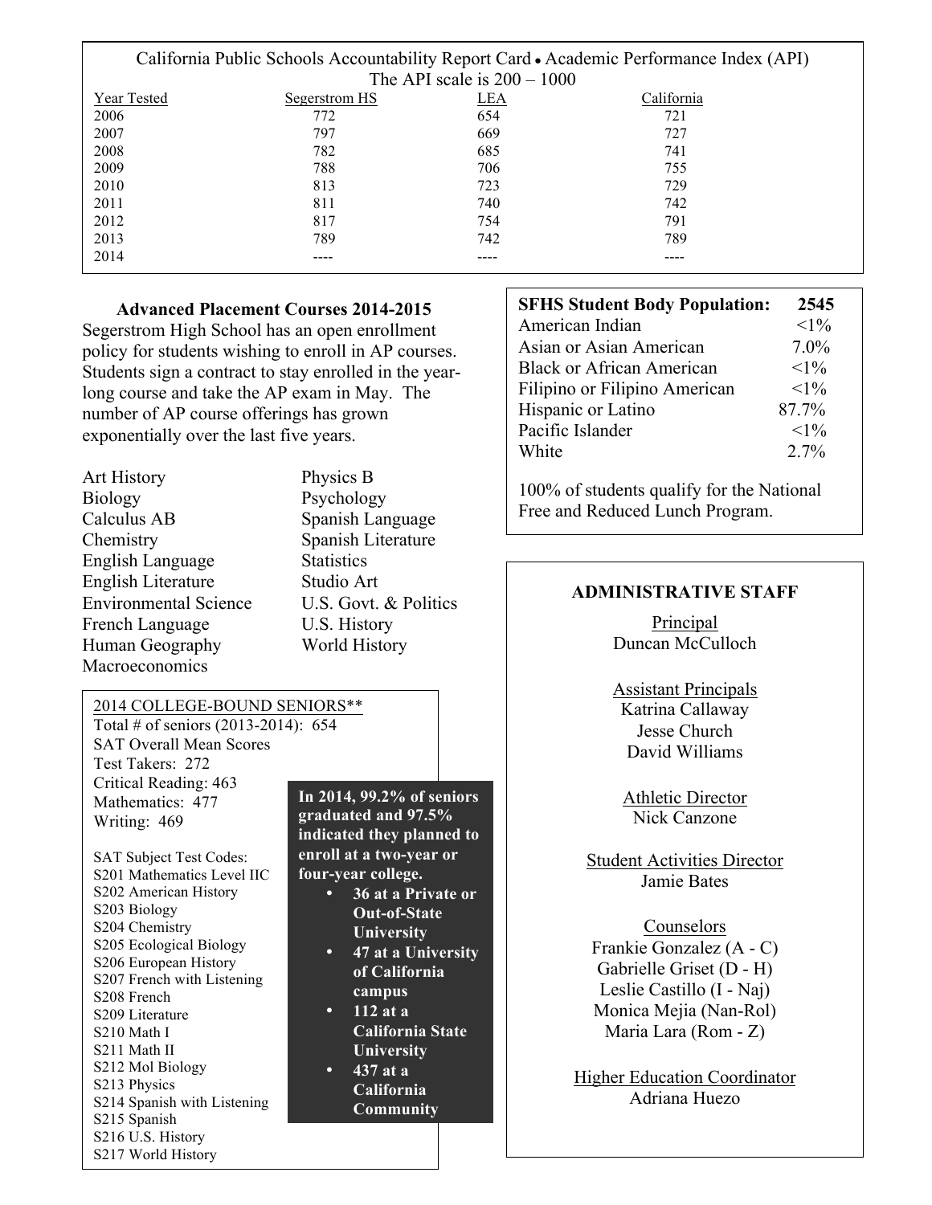California Public Schools Accountability Report Card • Academic Performance Index (API)
The API scale is 200 – 1000

| Year Tested | Segerstrom HS | LEA | California |
|---|---|---|---|
| 2006 | 772 | 654 | 721 |
| 2007 | 797 | 669 | 727 |
| 2008 | 782 | 685 | 741 |
| 2009 | 788 | 706 | 755 |
| 2010 | 813 | 723 | 729 |
| 2011 | 811 | 740 | 742 |
| 2012 | 817 | 754 | 791 |
| 2013 | 789 | 742 | 789 |
| 2014 | ---- | ---- | ---- |

### Advanced Placement Courses 2014-2015

Segerstrom High School has an open enrollment policy for students wishing to enroll in AP courses. Students sign a contract to stay enrolled in the year-long course and take the AP exam in May. The number of AP course offerings has grown exponentially over the last five years.

- Art History
- Biology
- Calculus AB
- Chemistry
- English Language
- English Literature
- Environmental Science
- French Language
- Human Geography
- Macroeconomics
- Physics B
- Psychology
- Spanish Language
- Spanish Literature
- Statistics
- Studio Art
- U.S. Govt. & Politics
- U.S. History
- World History

2014 COLLEGE-BOUND SENIORS**

Total # of seniors (2013-2014): 654

SAT Overall Mean Scores

Test Takers: 272

Critical Reading: 463

Mathematics: 477

Writing: 469

SAT Subject Test Codes:

S201 Mathematics Level IIC
S202 American History
S203 Biology
S204 Chemistry
S205 Ecological Biology
S206 European History
S207 French with Listening
S208 French
S209 Literature
S210 Math I
S211 Math II
S212 Mol Biology
S213 Physics
S214 Spanish with Listening
S215 Spanish
S216 U.S. History
S217 World History

**In 2014, 99.2% of seniors graduated and 97.5% indicated they planned to enroll at a two-year or four-year college.**

- **36 at a Private or Out-of-State University**
- **47 at a University of California campus**
- **112 at a California State University**
- **437 at a California Community**

| SFHS Student Body Population: | 2545 |
|---|---|
| American Indian | <1% |
| Asian or Asian American | 7.0% |
| Black or African American | <1% |
| Filipino or Filipino American | <1% |
| Hispanic or Latino | 87.7% |
| Pacific Islander | <1% |
| White | 2.7% |

100% of students qualify for the National Free and Reduced Lunch Program.

### ADMINISTRATIVE STAFF

Principal
Duncan McCulloch

Assistant Principals
Katrina Callaway
Jesse Church
David Williams

Athletic Director
Nick Canzone

Student Activities Director
Jamie Bates

Counselors
Frankie Gonzalez (A - C)
Gabrielle Griset (D - H)
Leslie Castillo (I - Naj)
Monica Mejia (Nan-Rol)
Maria Lara (Rom - Z)

Higher Education Coordinator
Adriana Huezo